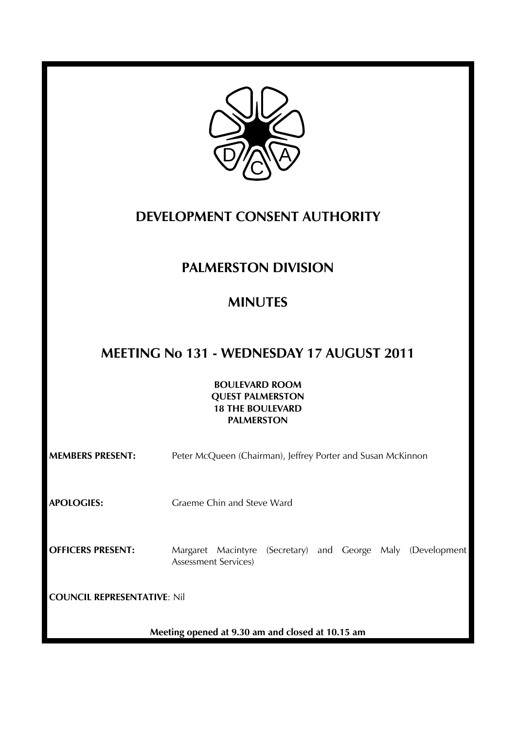# DEVELOPMENT CONSENT AUTHORITY

## PALMERSTON DIVISION

## MINUTES

## MEETING No 131 - WEDNESDAY 17 AUGUST 2011

**BOULEVARD ROOM**
**QUEST PALMERSTON**
**18 THE BOULEVARD**
**PALMERSTON**

**MEMBERS PRESENT:** Peter McQueen (Chairman), Jeffrey Porter and Susan McKinnon

**APOLOGIES:** Graeme Chin and Steve Ward

**OFFICERS PRESENT:** Margaret Macintyre (Secretary) and George Maly (Development Assessment Services)

**COUNCIL REPRESENTATIVE**: Nil

**Meeting opened at 9.30 am and closed at 10.15 am**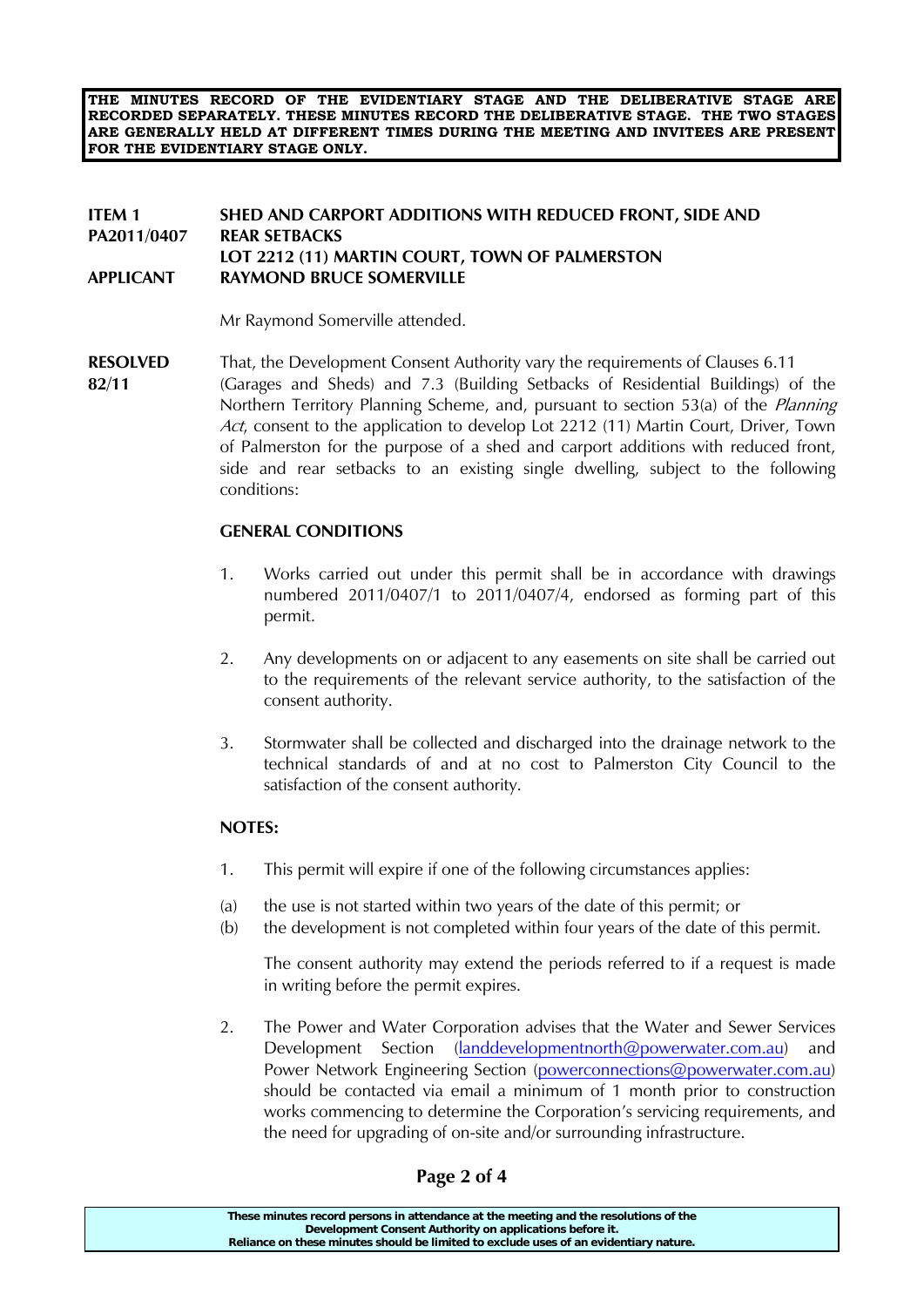**THE MINUTES RECORD OF THE EVIDENTIARY STAGE AND THE DELIBERATIVE STAGE ARE RECORDED SEPARATELY. THESE MINUTES RECORD THE DELIBERATIVE STAGE. THE TWO STAGES ARE GENERALLY HELD AT DIFFERENT TIMES DURING THE MEETING AND INVITEES ARE PRESENT FOR THE EVIDENTIARY STAGE ONLY.**

**ITEM 1** **SHED AND CARPORT ADDITIONS WITH REDUCED FRONT, SIDE AND REAR SETBACKS**
**PA2011/0407** **LOT 2212 (11) MARTIN COURT, TOWN OF PALMERSTON**
**APPLICANT** **RAYMOND BRUCE SOMERVILLE**

Mr Raymond Somerville attended.

**RESOLVED 82/11**

That, the Development Consent Authority vary the requirements of Clauses 6.11 (Garages and Sheds) and 7.3 (Building Setbacks of Residential Buildings) of the Northern Territory Planning Scheme, and, pursuant to section 53(a) of the *Planning Act*, consent to the application to develop Lot 2212 (11) Martin Court, Driver, Town of Palmerston for the purpose of a shed and carport additions with reduced front, side and rear setbacks to an existing single dwelling, subject to the following conditions:

**GENERAL CONDITIONS**

1. Works carried out under this permit shall be in accordance with drawings numbered 2011/0407/1 to 2011/0407/4, endorsed as forming part of this permit.

2. Any developments on or adjacent to any easements on site shall be carried out to the requirements of the relevant service authority, to the satisfaction of the consent authority.

3. Stormwater shall be collected and discharged into the drainage network to the technical standards of and at no cost to Palmerston City Council to the satisfaction of the consent authority.

**NOTES:**

1. This permit will expire if one of the following circumstances applies:

(a) the use is not started within two years of the date of this permit; or
(b) the development is not completed within four years of the date of this permit.

The consent authority may extend the periods referred to if a request is made in writing before the permit expires.

2. The Power and Water Corporation advises that the Water and Sewer Services Development Section (landdevelopmentnorth@powerwater.com.au) and Power Network Engineering Section (powerconnections@powerwater.com.au) should be contacted via email a minimum of 1 month prior to construction works commencing to determine the Corporation's servicing requirements, and the need for upgrading of on-site and/or surrounding infrastructure.

These minutes record persons in attendance at the meeting and the resolutions of the Development Consent Authority on applications before it.
Reliance on these minutes should be limited to exclude uses of an evidentiary nature.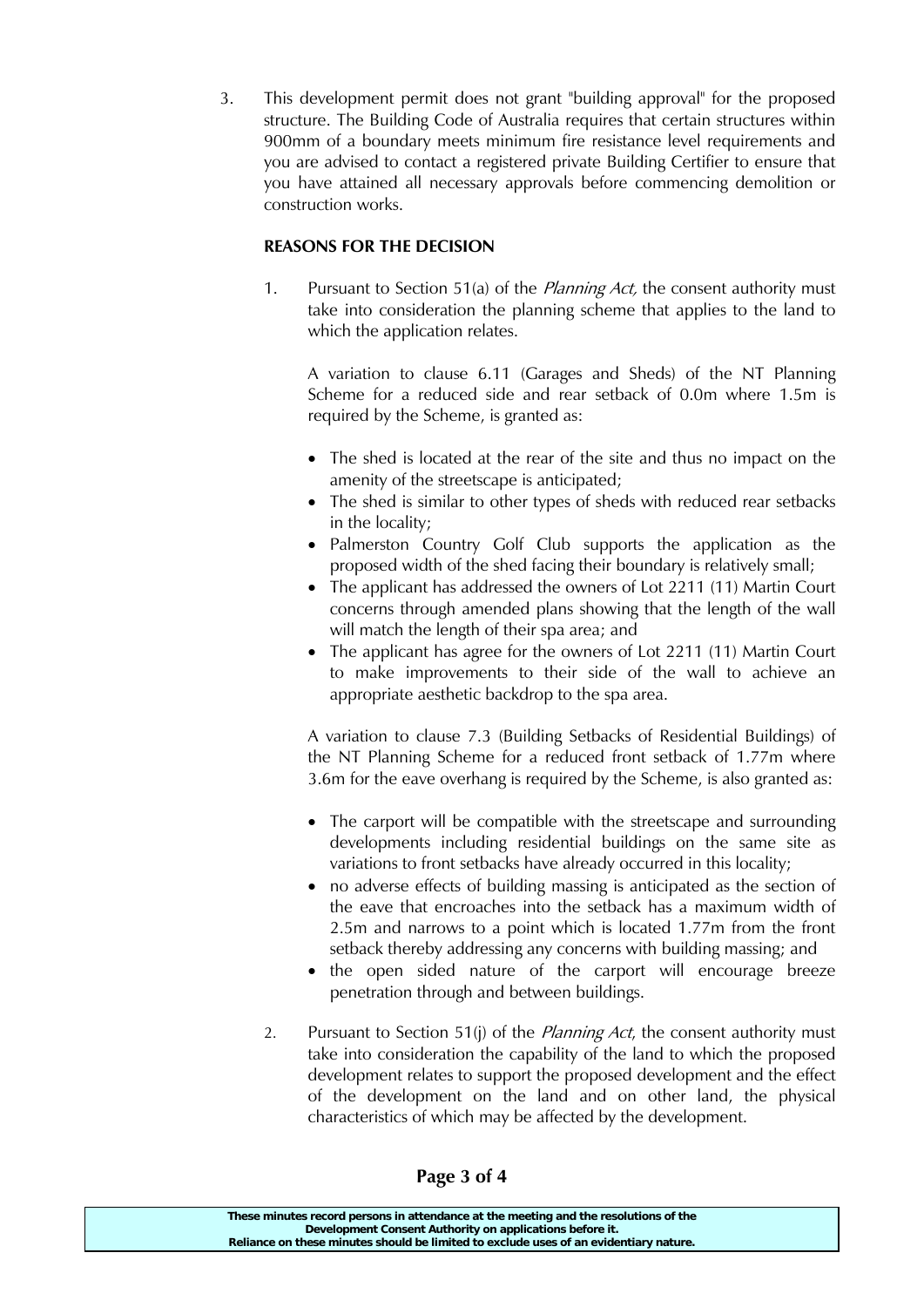3. This development permit does not grant "building approval" for the proposed structure. The Building Code of Australia requires that certain structures within 900mm of a boundary meets minimum fire resistance level requirements and you are advised to contact a registered private Building Certifier to ensure that you have attained all necessary approvals before commencing demolition or construction works.

**REASONS FOR THE DECISION**

1. Pursuant to Section 51(a) of the *Planning Act,* the consent authority must take into consideration the planning scheme that applies to the land to which the application relates.

   A variation to clause 6.11 (Garages and Sheds) of the NT Planning Scheme for a reduced side and rear setback of 0.0m where 1.5m is required by the Scheme, is granted as:

   - The shed is located at the rear of the site and thus no impact on the amenity of the streetscape is anticipated;
   - The shed is similar to other types of sheds with reduced rear setbacks in the locality;
   - Palmerston Country Golf Club supports the application as the proposed width of the shed facing their boundary is relatively small;
   - The applicant has addressed the owners of Lot 2211 (11) Martin Court concerns through amended plans showing that the length of the wall will match the length of their spa area; and
   - The applicant has agree for the owners of Lot 2211 (11) Martin Court to make improvements to their side of the wall to achieve an appropriate aesthetic backdrop to the spa area.

   A variation to clause 7.3 (Building Setbacks of Residential Buildings) of the NT Planning Scheme for a reduced front setback of 1.77m where 3.6m for the eave overhang is required by the Scheme, is also granted as:

   - The carport will be compatible with the streetscape and surrounding developments including residential buildings on the same site as variations to front setbacks have already occurred in this locality;
   - no adverse effects of building massing is anticipated as the section of the eave that encroaches into the setback has a maximum width of 2.5m and narrows to a point which is located 1.77m from the front setback thereby addressing any concerns with building massing; and
   - the open sided nature of the carport will encourage breeze penetration through and between buildings.

2. Pursuant to Section 51(j) of the *Planning Act*, the consent authority must take into consideration the capability of the land to which the proposed development relates to support the proposed development and the effect of the development on the land and on other land, the physical characteristics of which may be affected by the development.

These minutes record persons in attendance at the meeting and the resolutions of the Development Consent Authority on applications before it.
Reliance on these minutes should be limited to exclude uses of an evidentiary nature.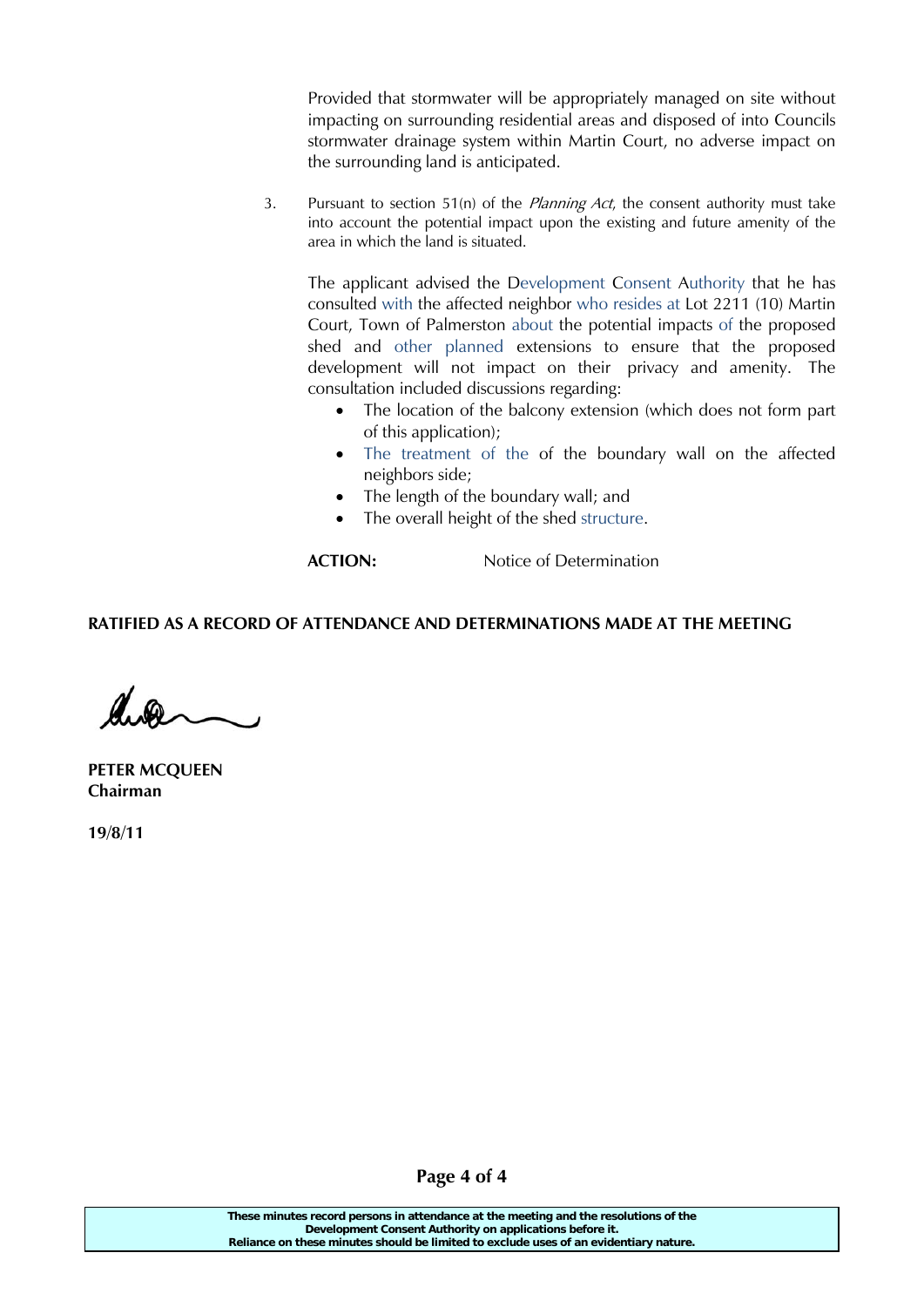Provided that stormwater will be appropriately managed on site without impacting on surrounding residential areas and disposed of into Councils stormwater drainage system within Martin Court, no adverse impact on the surrounding land is anticipated.

3. Pursuant to section 51(n) of the *Planning Act*, the consent authority must take into account the potential impact upon the existing and future amenity of the area in which the land is situated.

   The applicant advised the Development Consent Authority that he has consulted with the affected neighbor who resides at Lot 2211 (10) Martin Court, Town of Palmerston about the potential impacts of the proposed shed and other planned extensions to ensure that the proposed development will not impact on their privacy and amenity. The consultation included discussions regarding:

   - The location of the balcony extension (which does not form part of this application);
   - The treatment of the of the boundary wall on the affected neighbors side;
   - The length of the boundary wall; and
   - The overall height of the shed structure.

   **ACTION:** Notice of Determination

**RATIFIED AS A RECORD OF ATTENDANCE AND DETERMINATIONS MADE AT THE MEETING**

**PETER MCQUEEN**
**Chairman**

**19/8/11**

These minutes record persons in attendance at the meeting and the resolutions of the Development Consent Authority on applications before it.
Reliance on these minutes should be limited to exclude uses of an evidentiary nature.